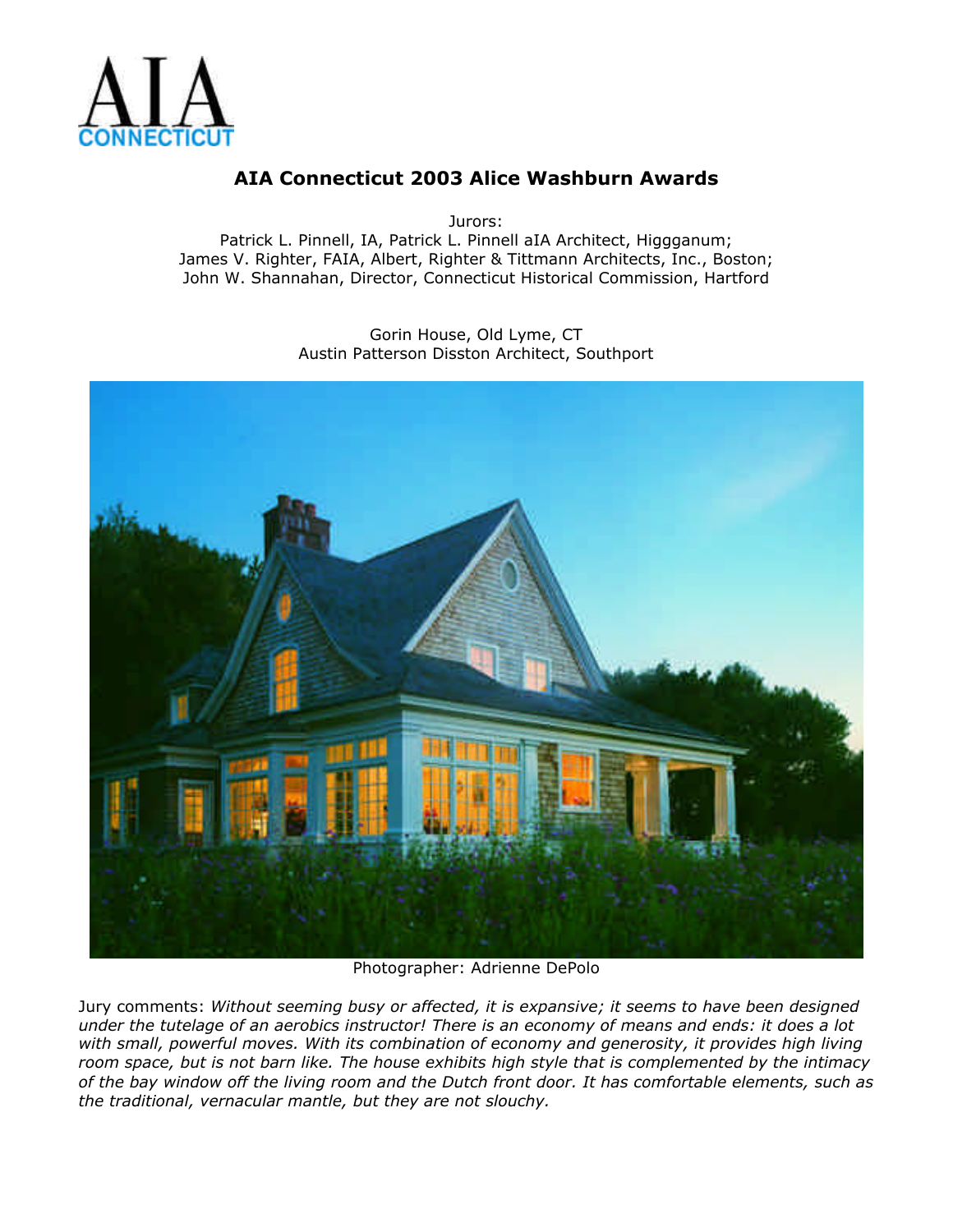AIA CONNECTICUT

# AIA Connecticut 2003 Alice Washburn Awards

Jurors:
Patrick L. Pinnell, IA, Patrick L. Pinnell aIA Architect, Higgganum;
James V. Righter, FAIA, Albert, Righter & Tittmann Architects, Inc., Boston;
John W. Shannahan, Director, Connecticut Historical Commission, Hartford

Gorin House, Old Lyme, CT
Austin Patterson Disston Architect, Southport

Photographer: Adrienne DePolo

Jury comments: *Without seeming busy or affected, it is expansive; it seems to have been designed under the tutelage of an aerobics instructor! There is an economy of means and ends: it does a lot with small, powerful moves. With its combination of economy and generosity, it provides high living room space, but is not barn like. The house exhibits high style that is complemented by the intimacy of the bay window off the living room and the Dutch front door. It has comfortable elements, such as the traditional, vernacular mantle, but they are not slouchy.*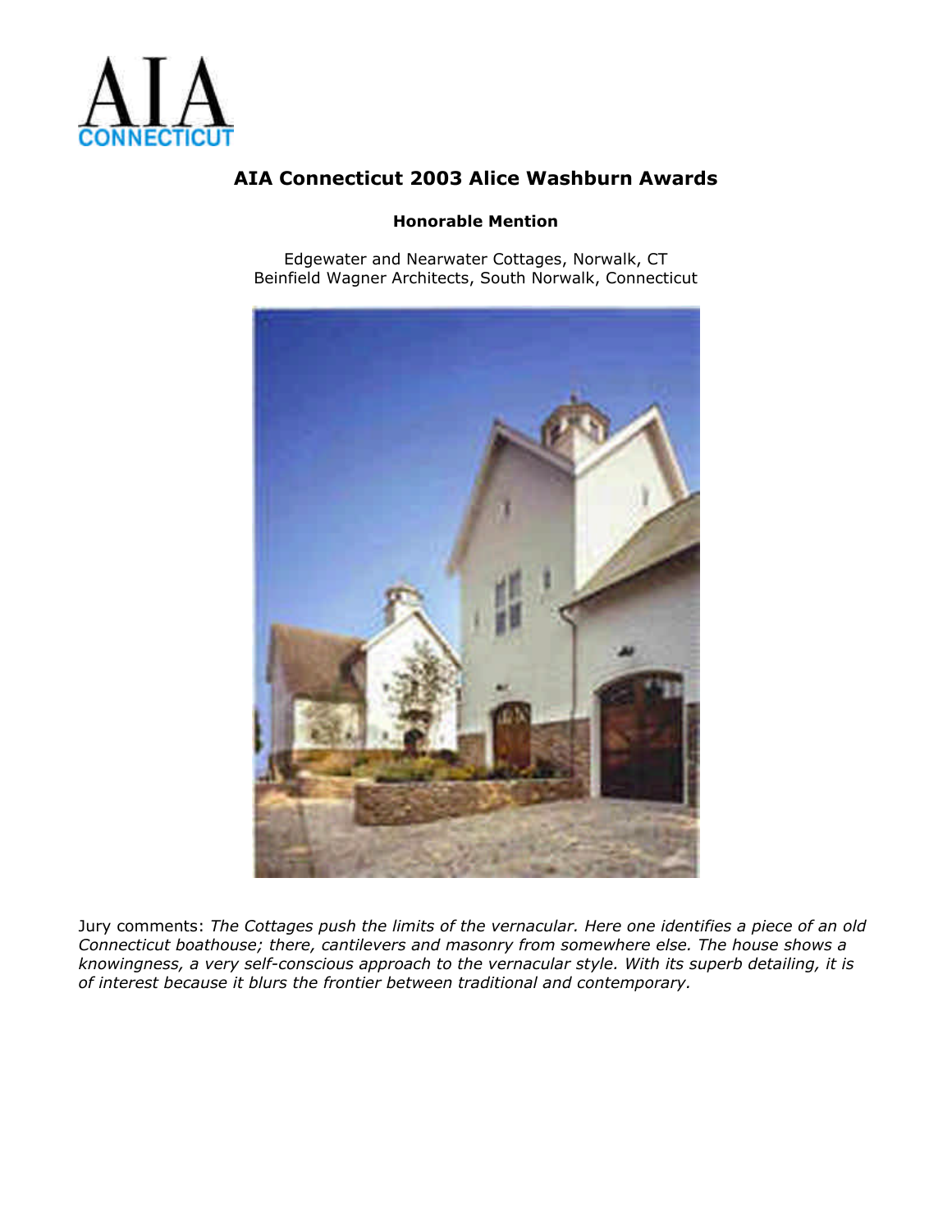AIA CONNECTICUT

## AIA Connecticut 2003 Alice Washburn Awards

**Honorable Mention**

Edgewater and Nearwater Cottages, Norwalk, CT
Beinfield Wagner Architects, South Norwalk, Connecticut

Jury comments: *The Cottages push the limits of the vernacular. Here one identifies a piece of an old Connecticut boathouse; there, cantilevers and masonry from somewhere else. The house shows a knowingness, a very self-conscious approach to the vernacular style. With its superb detailing, it is of interest because it blurs the frontier between traditional and contemporary.*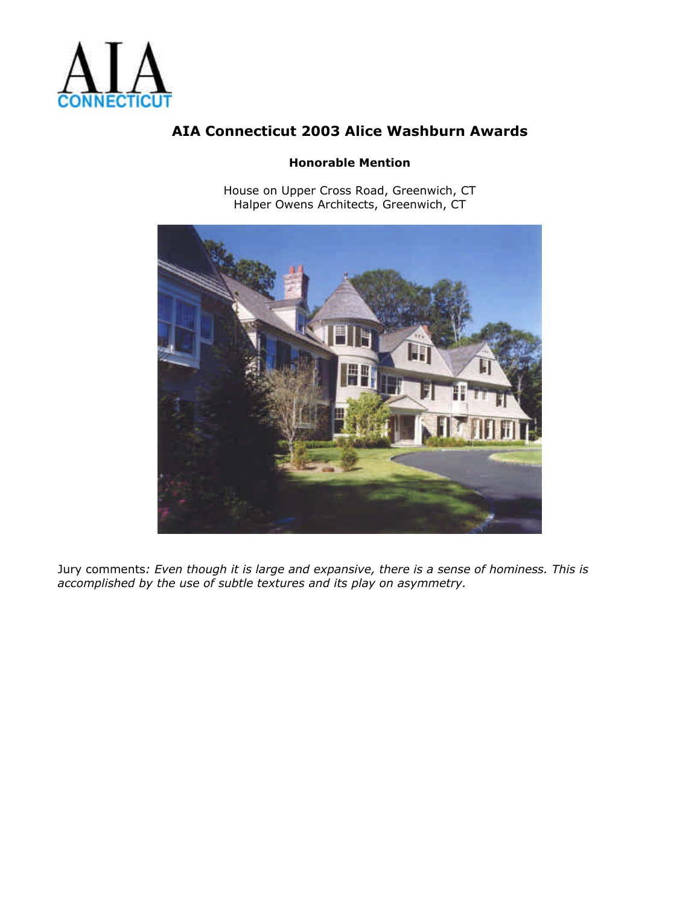AIA CONNECTICUT

# AIA Connecticut 2003 Alice Washburn Awards

**Honorable Mention**

House on Upper Cross Road, Greenwich, CT
Halper Owens Architects, Greenwich, CT

Jury comments: *Even though it is large and expansive, there is a sense of hominess. This is accomplished by the use of subtle textures and its play on asymmetry.*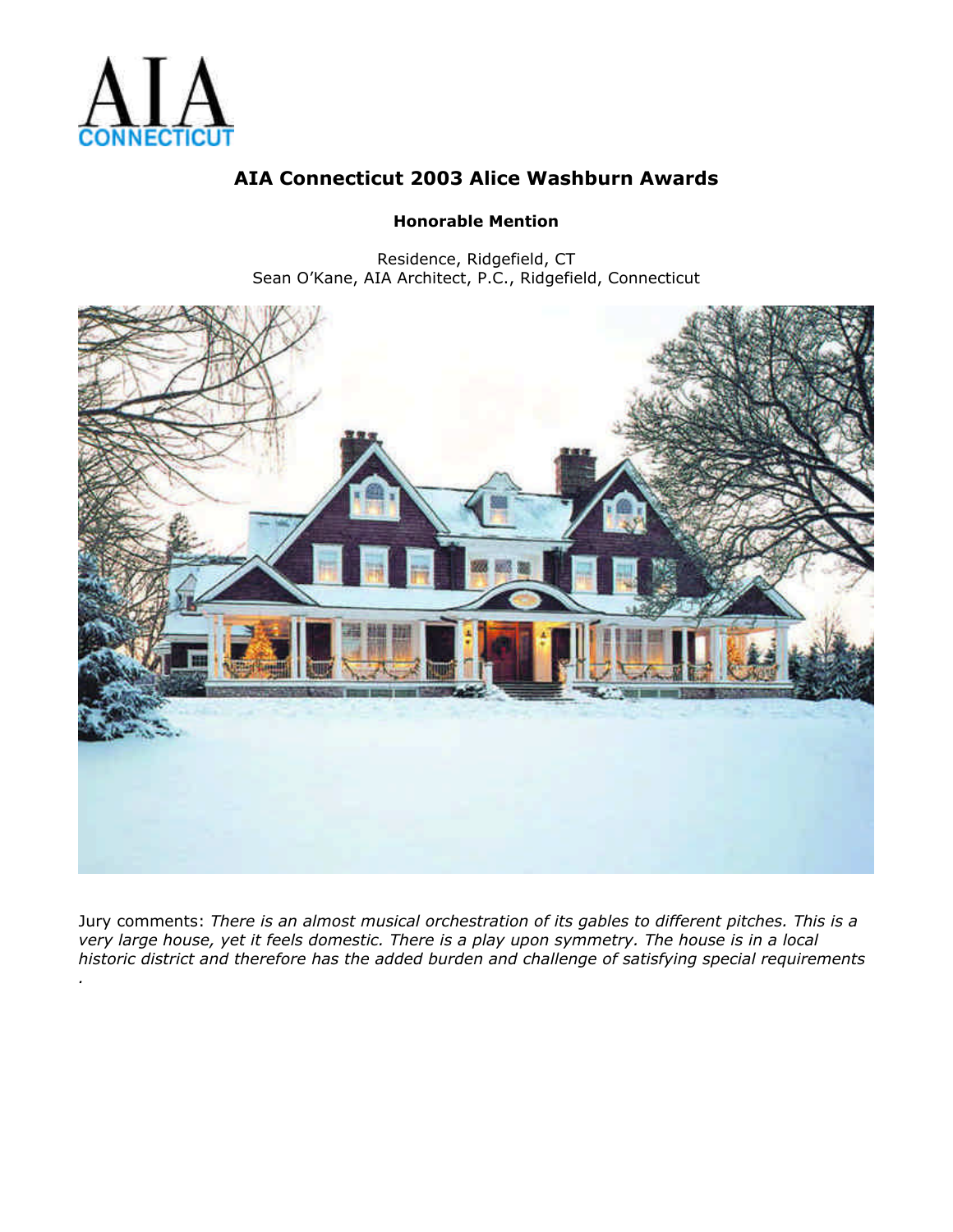AIA
CONNECTICUT

## AIA Connecticut 2003 Alice Washburn Awards

**Honorable Mention**

Residence, Ridgefield, CT
Sean O'Kane, AIA Architect, P.C., Ridgefield, Connecticut

Jury comments: *There is an almost musical orchestration of its gables to different pitches. This is a very large house, yet it feels domestic. There is a play upon symmetry. The house is in a local historic district and therefore has the added burden and challenge of satisfying special requirements .*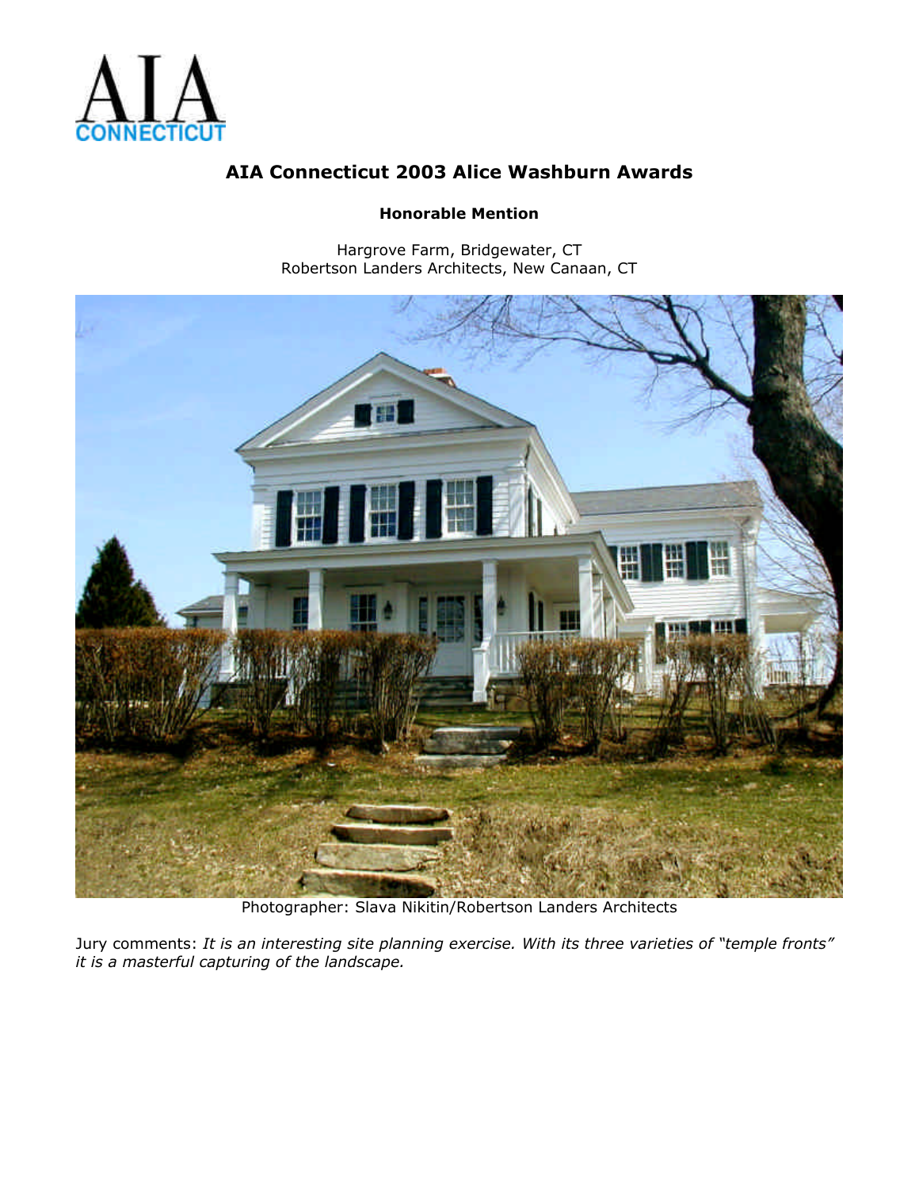# AIA Connecticut 2003 Alice Washburn Awards

**Honorable Mention**

Hargrove Farm, Bridgewater, CT
Robertson Landers Architects, New Canaan, CT

Photographer: Slava Nikitin/Robertson Landers Architects

Jury comments: *It is an interesting site planning exercise. With its three varieties of "temple fronts" it is a masterful capturing of the landscape.*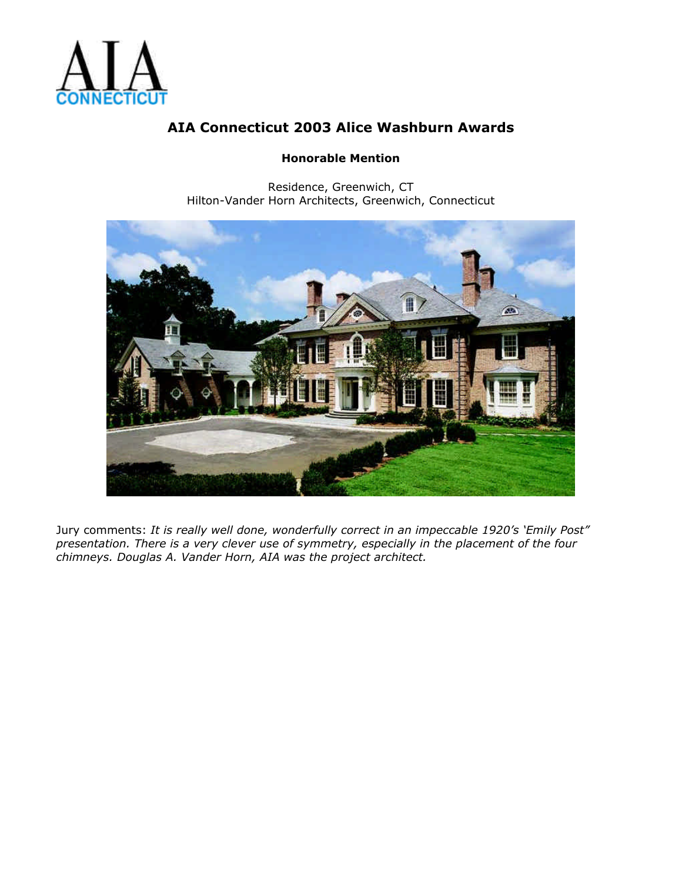# AIA Connecticut 2003 Alice Washburn Awards

**Honorable Mention**

Residence, Greenwich, CT
Hilton-Vander Horn Architects, Greenwich, Connecticut

Jury comments: *It is really well done, wonderfully correct in an impeccable 1920's 'Emily Post" presentation. There is a very clever use of symmetry, especially in the placement of the four chimneys. Douglas A. Vander Horn, AIA was the project architect.*